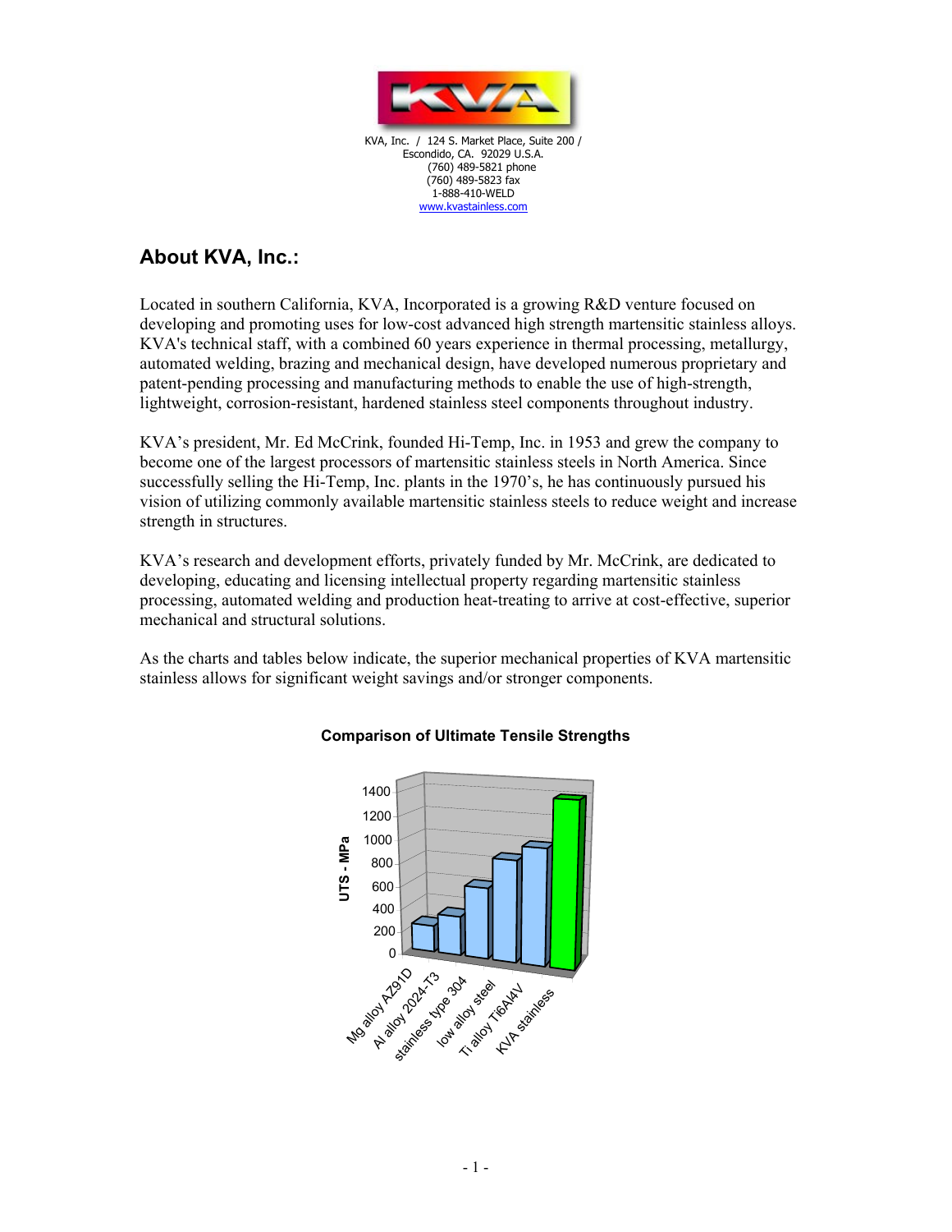KVA, Inc. / 124 S. Market Place, Suite 200 /
Escondido, CA. 92029 U.S.A.
(760) 489-5821 phone
(760) 489-5823 fax
1-888-410-WELD
www.kvastainless.com

## About KVA, Inc.:

Located in southern California, KVA, Incorporated is a growing R&D venture focused on developing and promoting uses for low-cost advanced high strength martensitic stainless alloys. KVA's technical staff, with a combined 60 years experience in thermal processing, metallurgy, automated welding, brazing and mechanical design, have developed numerous proprietary and patent-pending processing and manufacturing methods to enable the use of high-strength, lightweight, corrosion-resistant, hardened stainless steel components throughout industry.

KVA's president, Mr. Ed McCrink, founded Hi-Temp, Inc. in 1953 and grew the company to become one of the largest processors of martensitic stainless steels in North America. Since successfully selling the Hi-Temp, Inc. plants in the 1970's, he has continuously pursued his vision of utilizing commonly available martensitic stainless steels to reduce weight and increase strength in structures.

KVA's research and development efforts, privately funded by Mr. McCrink, are dedicated to developing, educating and licensing intellectual property regarding martensitic stainless processing, automated welding and production heat-treating to arrive at cost-effective, superior mechanical and structural solutions.

As the charts and tables below indicate, the superior mechanical properties of KVA martensitic stainless allows for significant weight savings and/or stronger components.

**Comparison of Ultimate Tensile Strengths**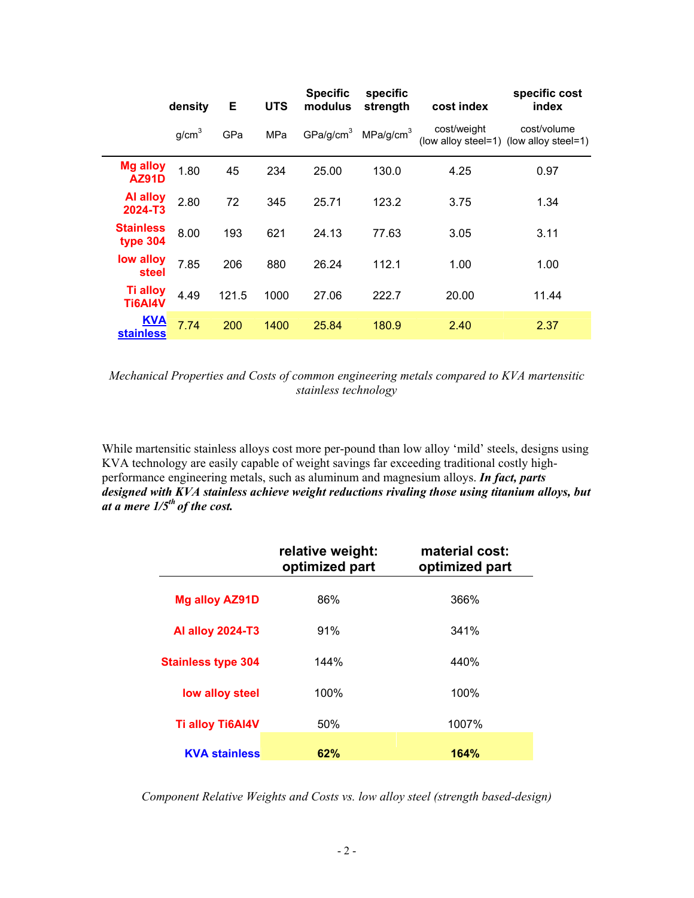| | density | E | UTS | Specific modulus | specific strength | cost index | specific cost index |
|---|---|---|---|---|---|---|---|
| | $g/cm^3$ | GPa | MPa | $GPa/g/cm^3$ | $MPa/g/cm^3$ | cost/weight (low alloy steel=1) | cost/volume (low alloy steel=1) |
| **Mg alloy AZ91D** | 1.80 | 45 | 234 | 25.00 | 130.0 | 4.25 | 0.97 |
| **Al alloy 2024-T3** | 2.80 | 72 | 345 | 25.71 | 123.2 | 3.75 | 1.34 |
| **Stainless type 304** | 8.00 | 193 | 621 | 24.13 | 77.63 | 3.05 | 3.11 |
| **low alloy steel** | 7.85 | 206 | 880 | 26.24 | 112.1 | 1.00 | 1.00 |
| **Ti alloy Ti6Al4V** | 4.49 | 121.5 | 1000 | 27.06 | 222.7 | 20.00 | 11.44 |
| **KVA stainless** | 7.74 | 200 | 1400 | 25.84 | 180.9 | 2.40 | 2.37 |

*Mechanical Properties and Costs of common engineering metals compared to KVA martensitic stainless technology*

While martensitic stainless alloys cost more per-pound than low alloy 'mild' steels, designs using KVA technology are easily capable of weight savings far exceeding traditional costly high-performance engineering metals, such as aluminum and magnesium alloys. ***In fact, parts designed with KVA stainless achieve weight reductions rivaling those using titanium alloys, but at a mere 1/5th of the cost.***

| | relative weight: optimized part | material cost: optimized part |
|---|---|---|
| **Mg alloy AZ91D** | 86% | 366% |
| **Al alloy 2024-T3** | 91% | 341% |
| **Stainless type 304** | 144% | 440% |
| **low alloy steel** | 100% | 100% |
| **Ti alloy Ti6Al4V** | 50% | 1007% |
| **KVA stainless** | **62%** | **164%** |

*Component Relative Weights and Costs vs. low alloy steel (strength based-design)*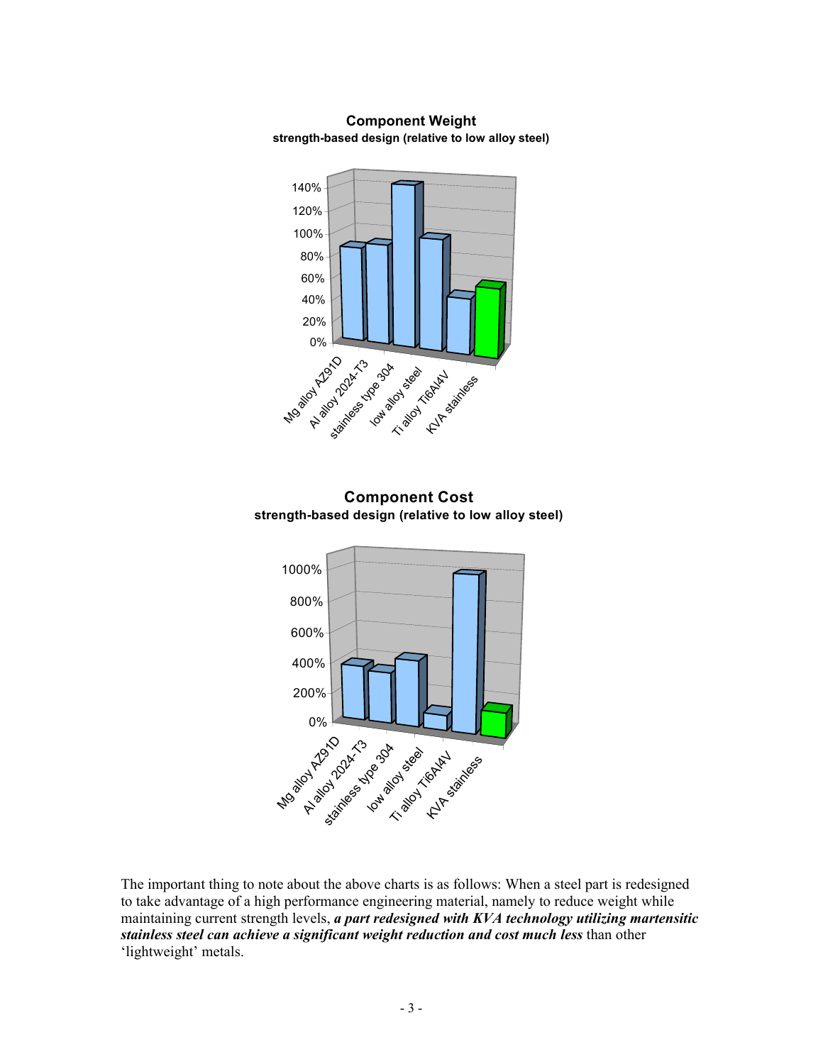**Component Weight**
**strength-based design (relative to low alloy steel)**

140%
120%
100%
80%
60%
40%
20%
0%

Mg alloy AZ91D, Al alloy 2024-T3, stainless type 304, low alloy steel, Ti alloy Ti6Al4V, KVA stainless

**Component Cost**
**strength-based design (relative to low alloy steel)**

1000%
800%
600%
400%
200%
0%

Mg alloy AZ91D, Al alloy 2024-T3, stainless type 304, low alloy steel, Ti alloy Ti6Al4V, KVA stainless

The important thing to note about the above charts is as follows: When a steel part is redesigned to take advantage of a high performance engineering material, namely to reduce weight while maintaining current strength levels, ***a part redesigned with KVA technology utilizing martensitic stainless steel can achieve a significant weight reduction and cost much less*** than other 'lightweight' metals.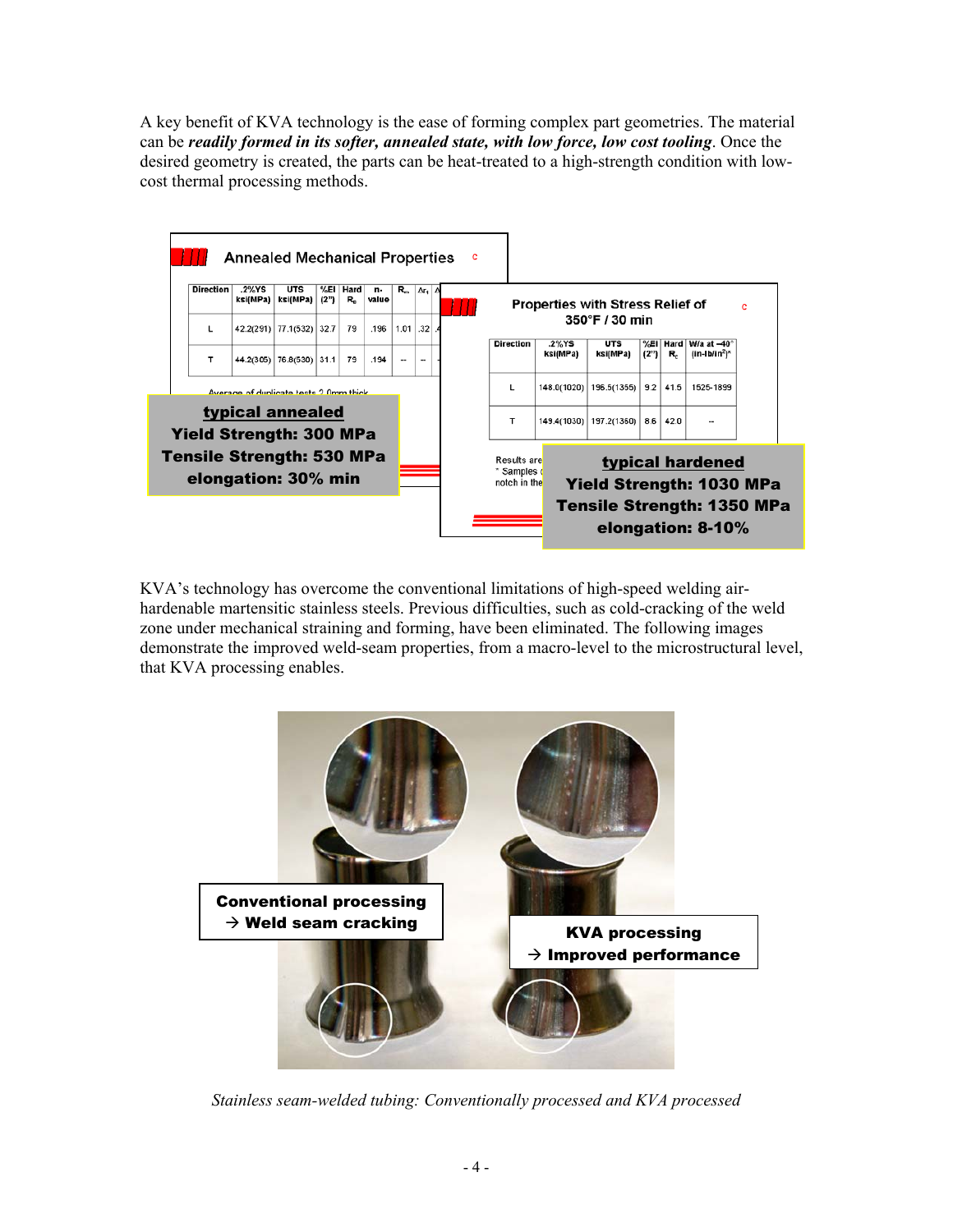A key benefit of KVA technology is the ease of forming complex part geometries. The material can be ***readily formed in its softer, annealed state, with low force, low cost tooling***. Once the desired geometry is created, the parts can be heat-treated to a high-strength condition with low-cost thermal processing methods.

**Annealed Mechanical Properties**

| Direction | .2%YS ksi(MPa) | UTS ksi(MPa) | %El (2") | Hard $R_b$ | n-value | $R_m$ | $\Delta r_1$ |
|---|---|---|---|---|---|---|---|
| L | 42.2(291) | 77.1(532) | 32.7 | 79 | .196 | 1.01 | .32 |
| T | 44.2(305) | 76.8(530) | 31.1 | 79 | .194 | -- | -- |

Average of duplicate tests 2.0mm thick

**typical annealed**
**Yield Strength: 300 MPa**
**Tensile Strength: 530 MPa**
**elongation: 30% min**

**Properties with Stress Relief of 350°F / 30 min**

| Direction | .2%YS ksi(MPa) | UTS ksi(MPa) | %El (2") | Hard $R_c$ | W/a at –40° (in-lb/in²)* |
|---|---|---|---|---|---|
| L | 148.0(1020) | 196.5(1355) | 9.2 | 41.5 | 1525-1899 |
| T | 149.4(1030) | 197.2(1360) | 8.6 | 42.0 | -- |

Results are
* Samples
notch in the

**typical hardened**
**Yield Strength: 1030 MPa**
**Tensile Strength: 1350 MPa**
**elongation: 8-10%**

KVA's technology has overcome the conventional limitations of high-speed welding air-hardenable martensitic stainless steels. Previous difficulties, such as cold-cracking of the weld zone under mechanical straining and forming, have been eliminated. The following images demonstrate the improved weld-seam properties, from a macro-level to the microstructural level, that KVA processing enables.

**Conventional processing → Weld seam cracking**

**KVA processing → Improved performance**

*Stainless seam-welded tubing: Conventionally processed and KVA processed*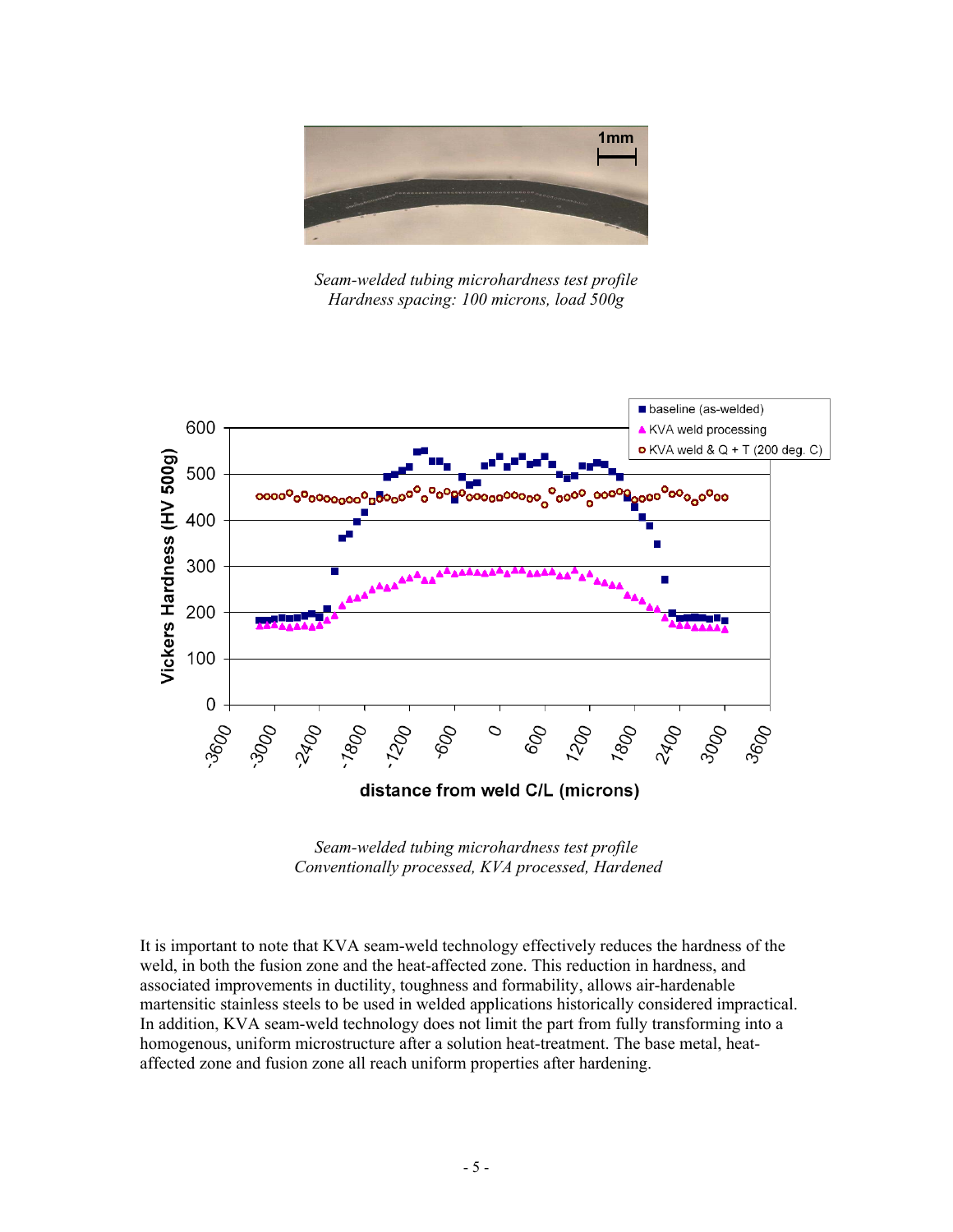*Seam-welded tubing microhardness test profile*
*Hardness spacing: 100 microns, load 500g*

*Seam-welded tubing microhardness test profile*
*Conventionally processed, KVA processed, Hardened*

It is important to note that KVA seam-weld technology effectively reduces the hardness of the weld, in both the fusion zone and the heat-affected zone. This reduction in hardness, and associated improvements in ductility, toughness and formability, allows air-hardenable martensitic stainless steels to be used in welded applications historically considered impractical. In addition, KVA seam-weld technology does not limit the part from fully transforming into a homogenous, uniform microstructure after a solution heat-treatment. The base metal, heat-affected zone and fusion zone all reach uniform properties after hardening.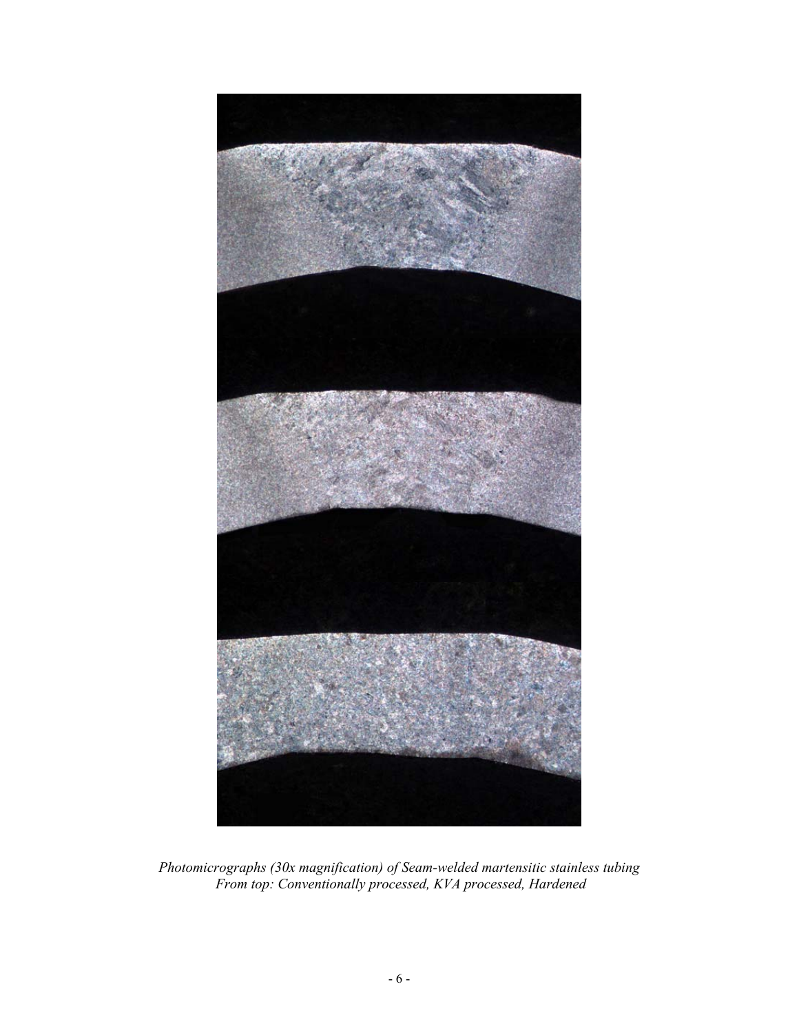*Photomicrographs (30x magnification) of Seam-welded martensitic stainless tubing*
*From top: Conventionally processed, KVA processed, Hardened*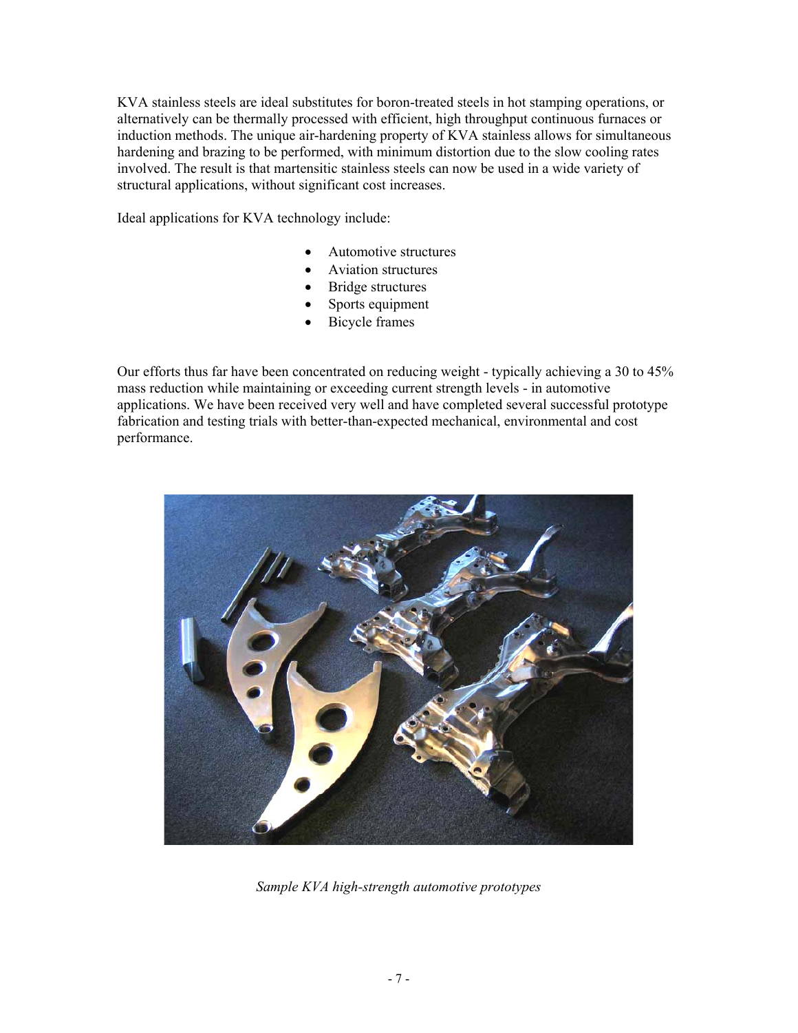KVA stainless steels are ideal substitutes for boron-treated steels in hot stamping operations, or alternatively can be thermally processed with efficient, high throughput continuous furnaces or induction methods. The unique air-hardening property of KVA stainless allows for simultaneous hardening and brazing to be performed, with minimum distortion due to the slow cooling rates involved. The result is that martensitic stainless steels can now be used in a wide variety of structural applications, without significant cost increases.

Ideal applications for KVA technology include:

- Automotive structures
- Aviation structures
- Bridge structures
- Sports equipment
- Bicycle frames

Our efforts thus far have been concentrated on reducing weight - typically achieving a 30 to 45% mass reduction while maintaining or exceeding current strength levels - in automotive applications. We have been received very well and have completed several successful prototype fabrication and testing trials with better-than-expected mechanical, environmental and cost performance.

*Sample KVA high-strength automotive prototypes*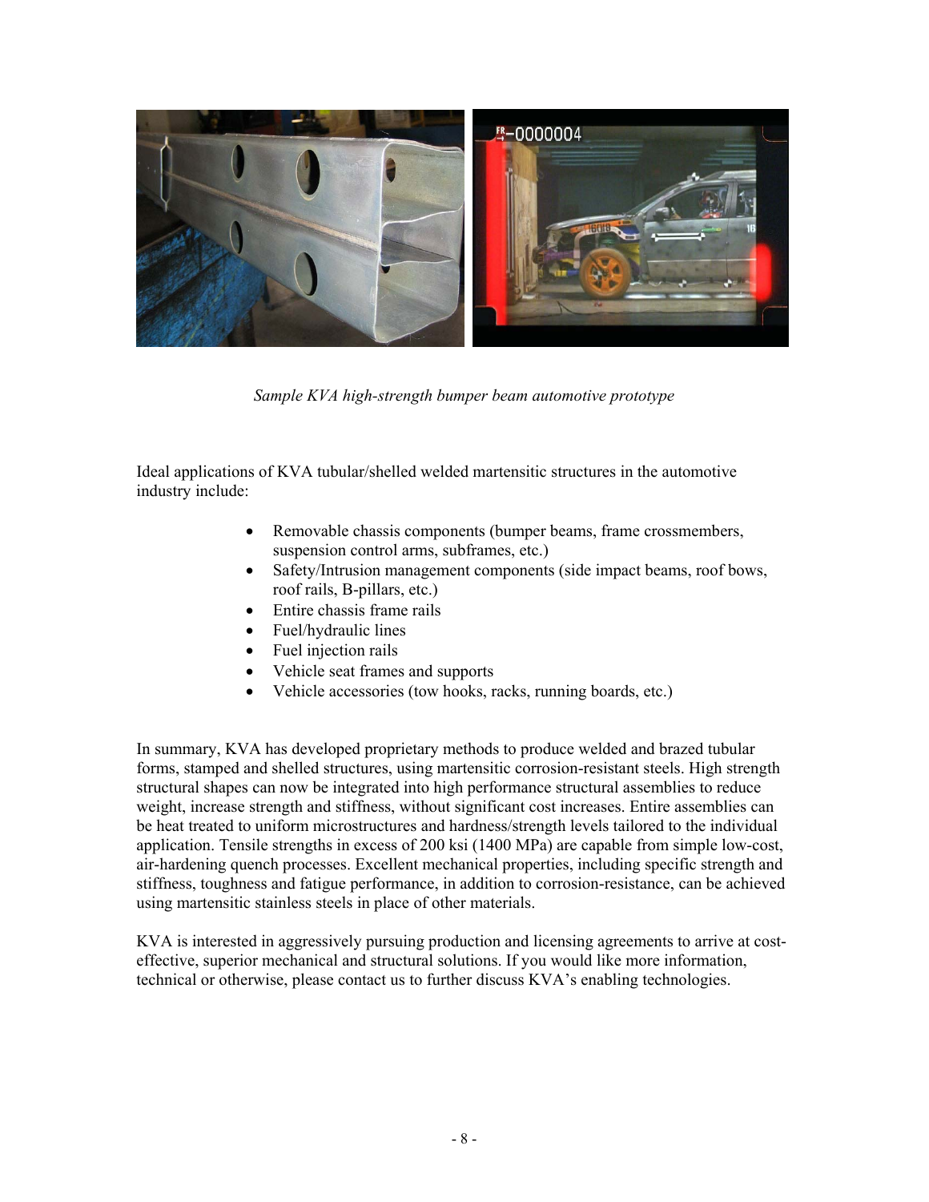*Sample KVA high-strength bumper beam automotive prototype*

Ideal applications of KVA tubular/shelled welded martensitic structures in the automotive industry include:

- Removable chassis components (bumper beams, frame crossmembers, suspension control arms, subframes, etc.)
- Safety/Intrusion management components (side impact beams, roof bows, roof rails, B-pillars, etc.)
- Entire chassis frame rails
- Fuel/hydraulic lines
- Fuel injection rails
- Vehicle seat frames and supports
- Vehicle accessories (tow hooks, racks, running boards, etc.)

In summary, KVA has developed proprietary methods to produce welded and brazed tubular forms, stamped and shelled structures, using martensitic corrosion-resistant steels. High strength structural shapes can now be integrated into high performance structural assemblies to reduce weight, increase strength and stiffness, without significant cost increases. Entire assemblies can be heat treated to uniform microstructures and hardness/strength levels tailored to the individual application. Tensile strengths in excess of 200 ksi (1400 MPa) are capable from simple low-cost, air-hardening quench processes. Excellent mechanical properties, including specific strength and stiffness, toughness and fatigue performance, in addition to corrosion-resistance, can be achieved using martensitic stainless steels in place of other materials.

KVA is interested in aggressively pursuing production and licensing agreements to arrive at cost-effective, superior mechanical and structural solutions. If you would like more information, technical or otherwise, please contact us to further discuss KVA's enabling technologies.